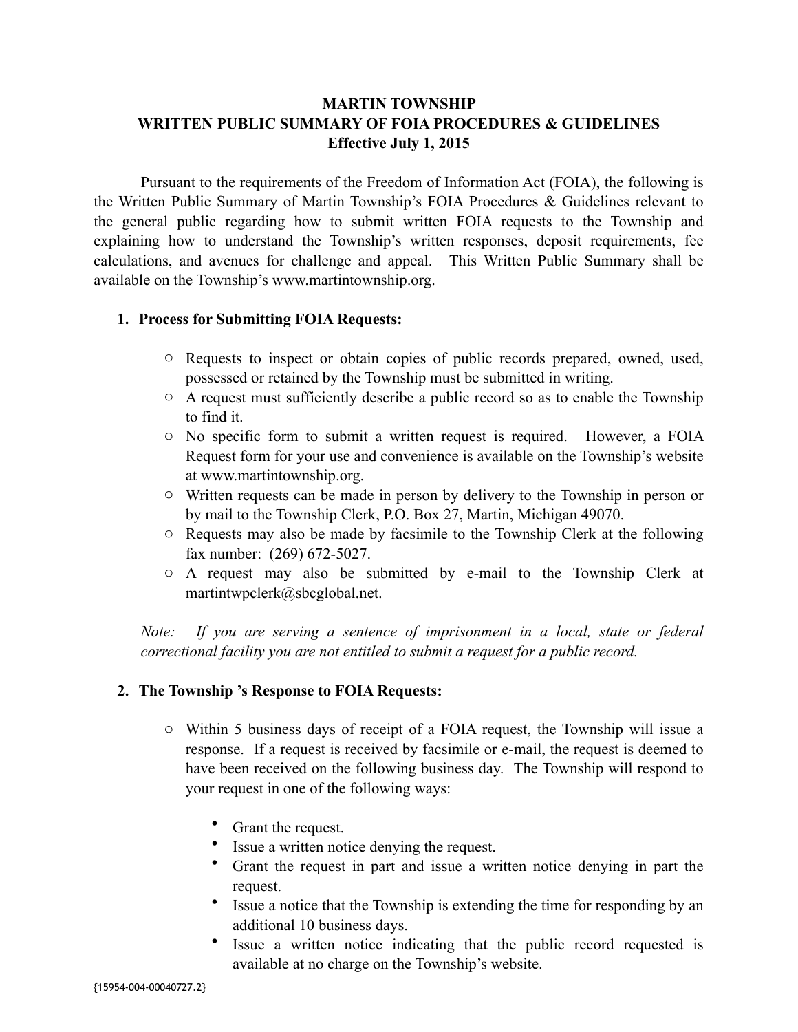# MARTIN TOWNSHIP
## WRITTEN PUBLIC SUMMARY OF FOIA PROCEDURES & GUIDELINES
**Effective July 1, 2015**

Pursuant to the requirements of the Freedom of Information Act (FOIA), the following is the Written Public Summary of Martin Township's FOIA Procedures & Guidelines relevant to the general public regarding how to submit written FOIA requests to the Township and explaining how to understand the Township's written responses, deposit requirements, fee calculations, and avenues for challenge and appeal. This Written Public Summary shall be available on the Township's www.martintownship.org.

### 1. Process for Submitting FOIA Requests:

- Requests to inspect or obtain copies of public records prepared, owned, used, possessed or retained by the Township must be submitted in writing.
- A request must sufficiently describe a public record so as to enable the Township to find it.
- No specific form to submit a written request is required. However, a FOIA Request form for your use and convenience is available on the Township's website at www.martintownship.org.
- Written requests can be made in person by delivery to the Township in person or by mail to the Township Clerk, P.O. Box 27, Martin, Michigan 49070.
- Requests may also be made by facsimile to the Township Clerk at the following fax number: (269) 672-5027.
- A request may also be submitted by e-mail to the Township Clerk at martintwpclerk@sbcglobal.net.

*Note: If you are serving a sentence of imprisonment in a local, state or federal correctional facility you are not entitled to submit a request for a public record.*

### 2. The Township 's Response to FOIA Requests:

- Within 5 business days of receipt of a FOIA request, the Township will issue a response. If a request is received by facsimile or e-mail, the request is deemed to have been received on the following business day. The Township will respond to your request in one of the following ways:
  - Grant the request.
  - Issue a written notice denying the request.
  - Grant the request in part and issue a written notice denying in part the request.
  - Issue a notice that the Township is extending the time for responding by an additional 10 business days.
  - Issue a written notice indicating that the public record requested is available at no charge on the Township's website.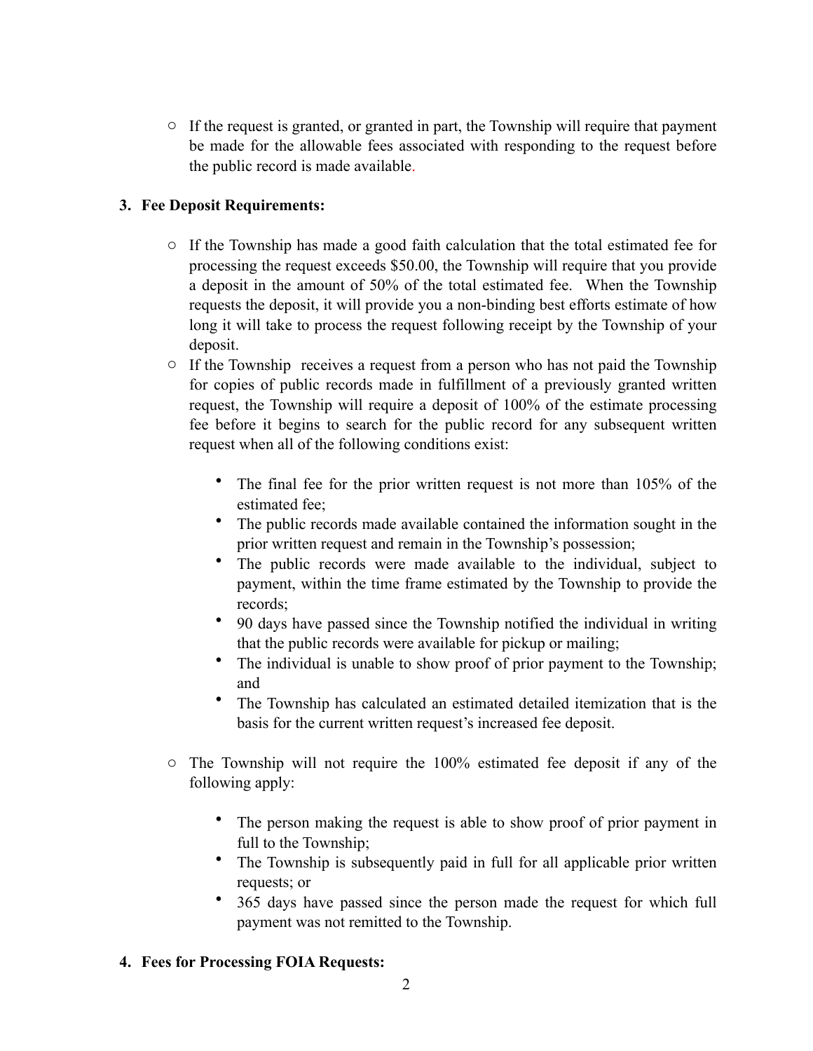- If the request is granted, or granted in part, the Township will require that payment be made for the allowable fees associated with responding to the request before the public record is made available.

**3. Fee Deposit Requirements:**

- If the Township has made a good faith calculation that the total estimated fee for processing the request exceeds $50.00, the Township will require that you provide a deposit in the amount of 50% of the total estimated fee. When the Township requests the deposit, it will provide you a non-binding best efforts estimate of how long it will take to process the request following receipt by the Township of your deposit.
- If the Township receives a request from a person who has not paid the Township for copies of public records made in fulfillment of a previously granted written request, the Township will require a deposit of 100% of the estimate processing fee before it begins to search for the public record for any subsequent written request when all of the following conditions exist:
    - The final fee for the prior written request is not more than 105% of the estimated fee;
    - The public records made available contained the information sought in the prior written request and remain in the Township's possession;
    - The public records were made available to the individual, subject to payment, within the time frame estimated by the Township to provide the records;
    - 90 days have passed since the Township notified the individual in writing that the public records were available for pickup or mailing;
    - The individual is unable to show proof of prior payment to the Township; and
    - The Township has calculated an estimated detailed itemization that is the basis for the current written request's increased fee deposit.
- The Township will not require the 100% estimated fee deposit if any of the following apply:
    - The person making the request is able to show proof of prior payment in full to the Township;
    - The Township is subsequently paid in full for all applicable prior written requests; or
    - 365 days have passed since the person made the request for which full payment was not remitted to the Township.

**4. Fees for Processing FOIA Requests:**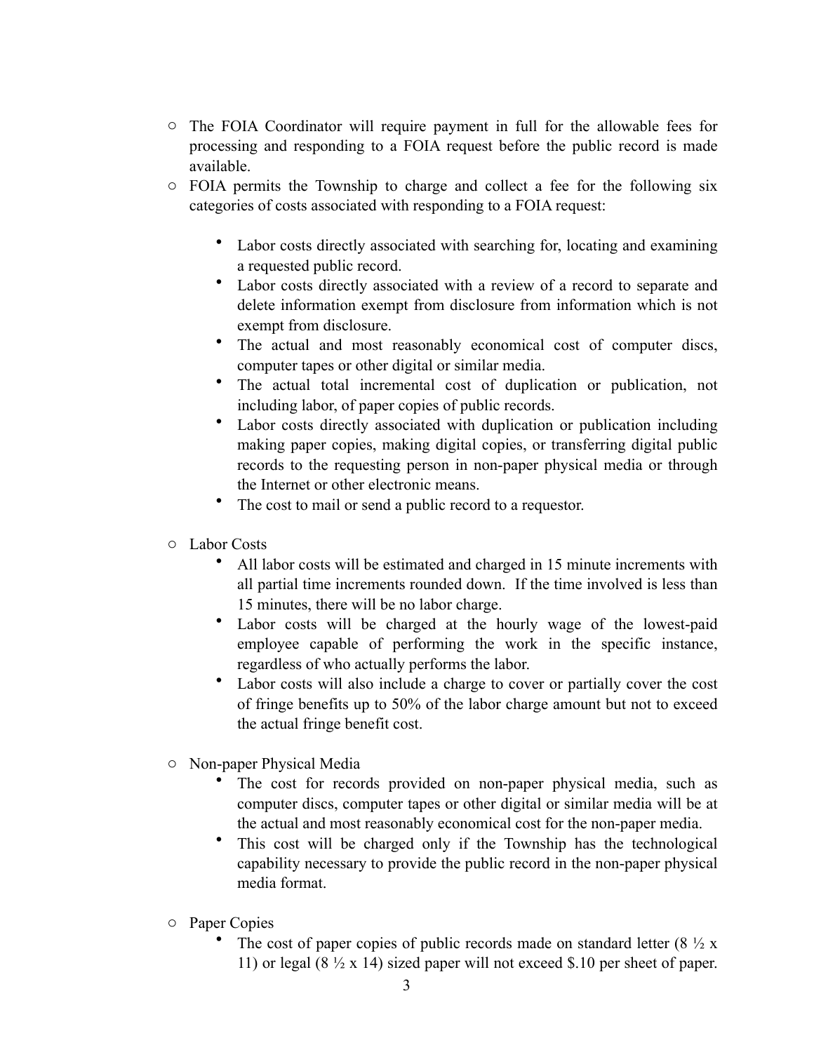- The FOIA Coordinator will require payment in full for the allowable fees for processing and responding to a FOIA request before the public record is made available.
- FOIA permits the Township to charge and collect a fee for the following six categories of costs associated with responding to a FOIA request:

    - Labor costs directly associated with searching for, locating and examining a requested public record.
    - Labor costs directly associated with a review of a record to separate and delete information exempt from disclosure from information which is not exempt from disclosure.
    - The actual and most reasonably economical cost of computer discs, computer tapes or other digital or similar media.
    - The actual total incremental cost of duplication or publication, not including labor, of paper copies of public records.
    - Labor costs directly associated with duplication or publication including making paper copies, making digital copies, or transferring digital public records to the requesting person in non-paper physical media or through the Internet or other electronic means.
    - The cost to mail or send a public record to a requestor.

- Labor Costs
    - All labor costs will be estimated and charged in 15 minute increments with all partial time increments rounded down. If the time involved is less than 15 minutes, there will be no labor charge.
    - Labor costs will be charged at the hourly wage of the lowest-paid employee capable of performing the work in the specific instance, regardless of who actually performs the labor.
    - Labor costs will also include a charge to cover or partially cover the cost of fringe benefits up to 50% of the labor charge amount but not to exceed the actual fringe benefit cost.

- Non-paper Physical Media
    - The cost for records provided on non-paper physical media, such as computer discs, computer tapes or other digital or similar media will be at the actual and most reasonably economical cost for the non-paper media.
    - This cost will be charged only if the Township has the technological capability necessary to provide the public record in the non-paper physical media format.

- Paper Copies
    - The cost of paper copies of public records made on standard letter (8 ½ x 11) or legal (8 ½ x 14) sized paper will not exceed $.10 per sheet of paper.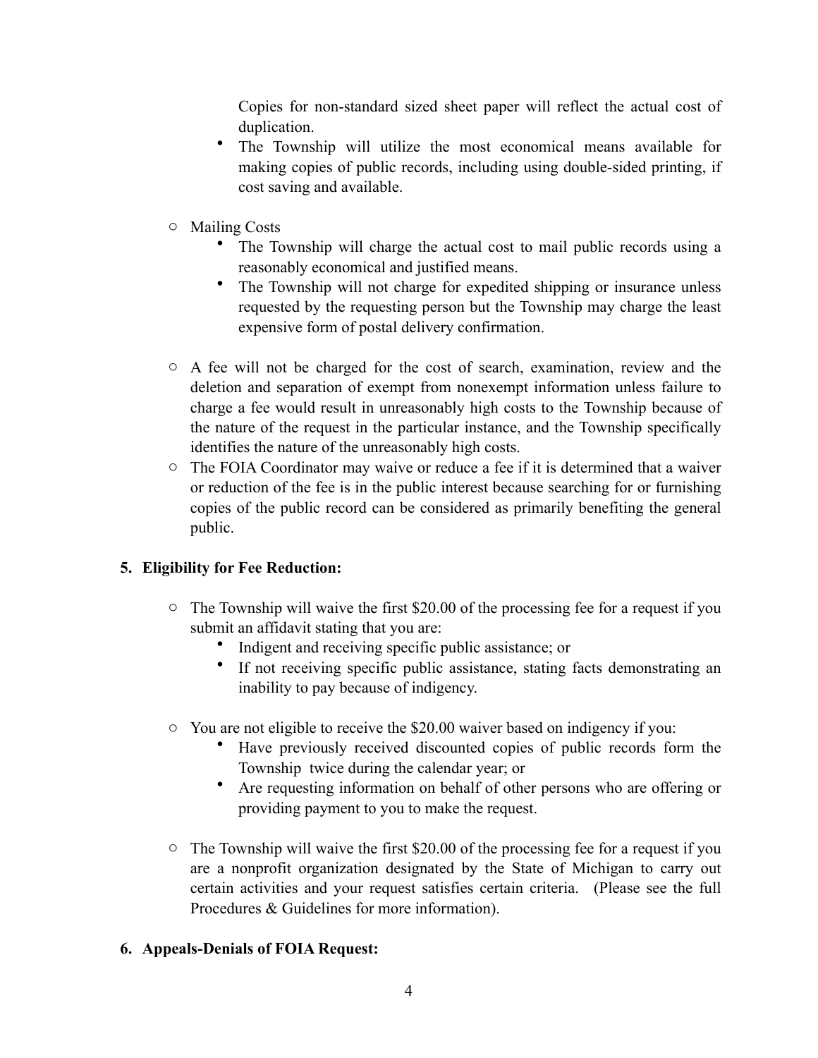- Copies for non-standard sized sheet paper will reflect the actual cost of duplication.
    - The Township will utilize the most economical means available for making copies of public records, including using double-sided printing, if cost saving and available.

- Mailing Costs
    - The Township will charge the actual cost to mail public records using a reasonably economical and justified means.
    - The Township will not charge for expedited shipping or insurance unless requested by the requesting person but the Township may charge the least expensive form of postal delivery confirmation.

- A fee will not be charged for the cost of search, examination, review and the deletion and separation of exempt from nonexempt information unless failure to charge a fee would result in unreasonably high costs to the Township because of the nature of the request in the particular instance, and the Township specifically identifies the nature of the unreasonably high costs.
- The FOIA Coordinator may waive or reduce a fee if it is determined that a waiver or reduction of the fee is in the public interest because searching for or furnishing copies of the public record can be considered as primarily benefiting the general public.

**5. Eligibility for Fee Reduction:**

- The Township will waive the first $20.00 of the processing fee for a request if you submit an affidavit stating that you are:
    - Indigent and receiving specific public assistance; or
    - If not receiving specific public assistance, stating facts demonstrating an inability to pay because of indigency.

- You are not eligible to receive the $20.00 waiver based on indigency if you:
    - Have previously received discounted copies of public records form the Township twice during the calendar year; or
    - Are requesting information on behalf of other persons who are offering or providing payment to you to make the request.

- The Township will waive the first $20.00 of the processing fee for a request if you are a nonprofit organization designated by the State of Michigan to carry out certain activities and your request satisfies certain criteria. (Please see the full Procedures & Guidelines for more information).

**6. Appeals-Denials of FOIA Request:**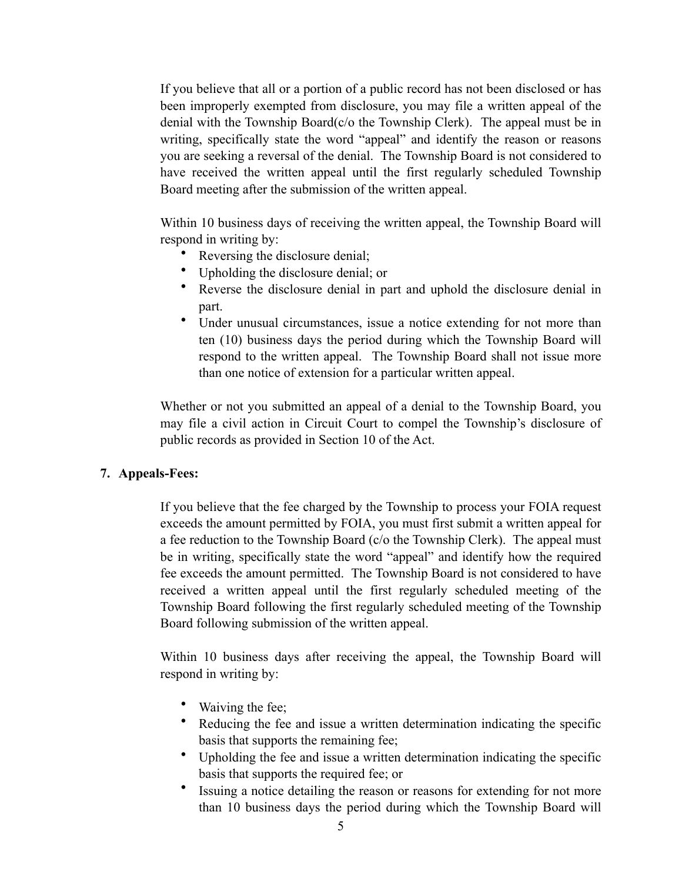If you believe that all or a portion of a public record has not been disclosed or has been improperly exempted from disclosure, you may file a written appeal of the denial with the Township Board(c/o the Township Clerk). The appeal must be in writing, specifically state the word "appeal" and identify the reason or reasons you are seeking a reversal of the denial. The Township Board is not considered to have received the written appeal until the first regularly scheduled Township Board meeting after the submission of the written appeal.

Within 10 business days of receiving the written appeal, the Township Board will respond in writing by:

- Reversing the disclosure denial;
- Upholding the disclosure denial; or
- Reverse the disclosure denial in part and uphold the disclosure denial in part.
- Under unusual circumstances, issue a notice extending for not more than ten (10) business days the period during which the Township Board will respond to the written appeal. The Township Board shall not issue more than one notice of extension for a particular written appeal.

Whether or not you submitted an appeal of a denial to the Township Board, you may file a civil action in Circuit Court to compel the Township's disclosure of public records as provided in Section 10 of the Act.

**7. Appeals-Fees:**

If you believe that the fee charged by the Township to process your FOIA request exceeds the amount permitted by FOIA, you must first submit a written appeal for a fee reduction to the Township Board (c/o the Township Clerk). The appeal must be in writing, specifically state the word "appeal" and identify how the required fee exceeds the amount permitted. The Township Board is not considered to have received a written appeal until the first regularly scheduled meeting of the Township Board following the first regularly scheduled meeting of the Township Board following submission of the written appeal.

Within 10 business days after receiving the appeal, the Township Board will respond in writing by:

- Waiving the fee;
- Reducing the fee and issue a written determination indicating the specific basis that supports the remaining fee;
- Upholding the fee and issue a written determination indicating the specific basis that supports the required fee; or
- Issuing a notice detailing the reason or reasons for extending for not more than 10 business days the period during which the Township Board will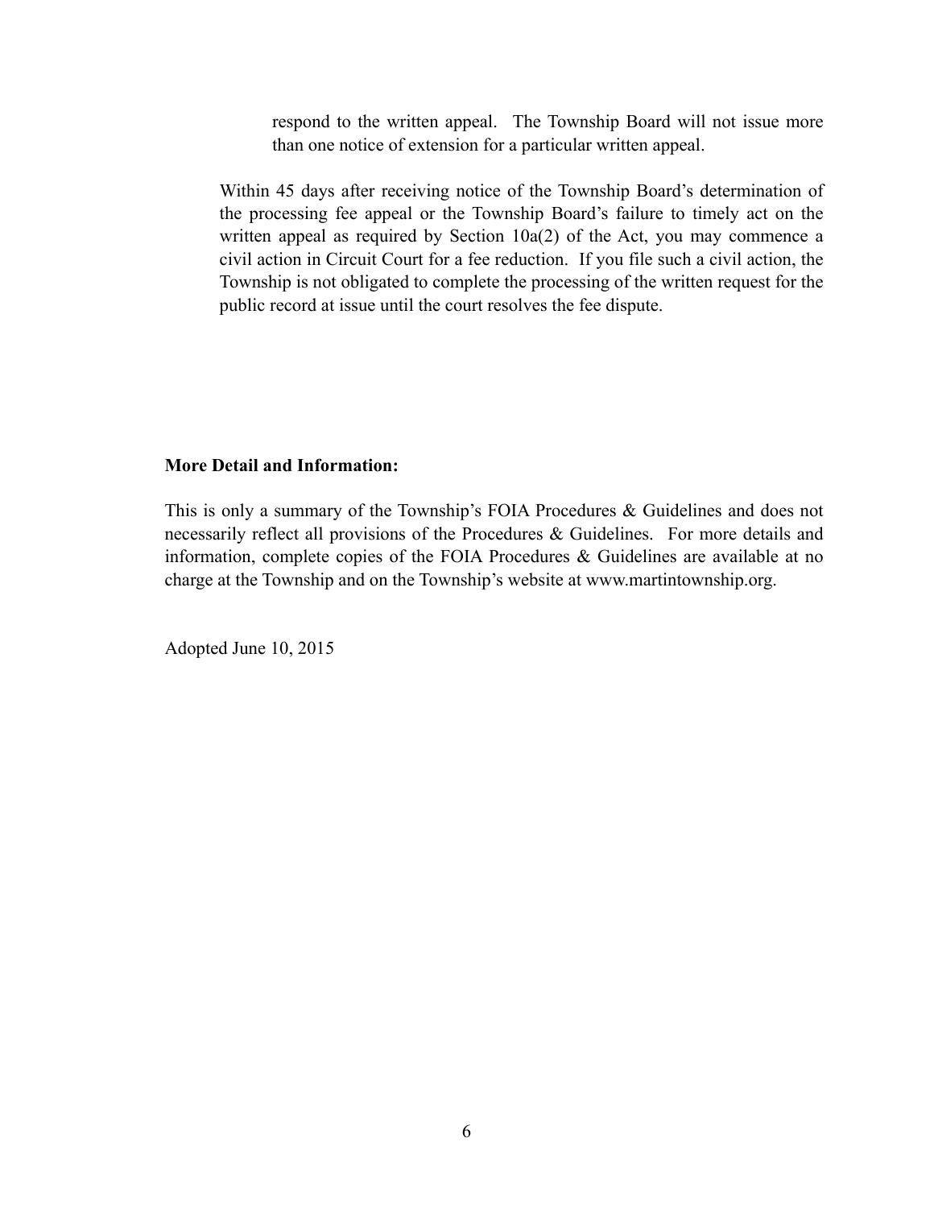respond to the written appeal. The Township Board will not issue more than one notice of extension for a particular written appeal.

Within 45 days after receiving notice of the Township Board's determination of the processing fee appeal or the Township Board's failure to timely act on the written appeal as required by Section 10a(2) of the Act, you may commence a civil action in Circuit Court for a fee reduction. If you file such a civil action, the Township is not obligated to complete the processing of the written request for the public record at issue until the court resolves the fee dispute.

**More Detail and Information:**

This is only a summary of the Township's FOIA Procedures & Guidelines and does not necessarily reflect all provisions of the Procedures & Guidelines. For more details and information, complete copies of the FOIA Procedures & Guidelines are available at no charge at the Township and on the Township's website at www.martintownship.org.

Adopted June 10, 2015